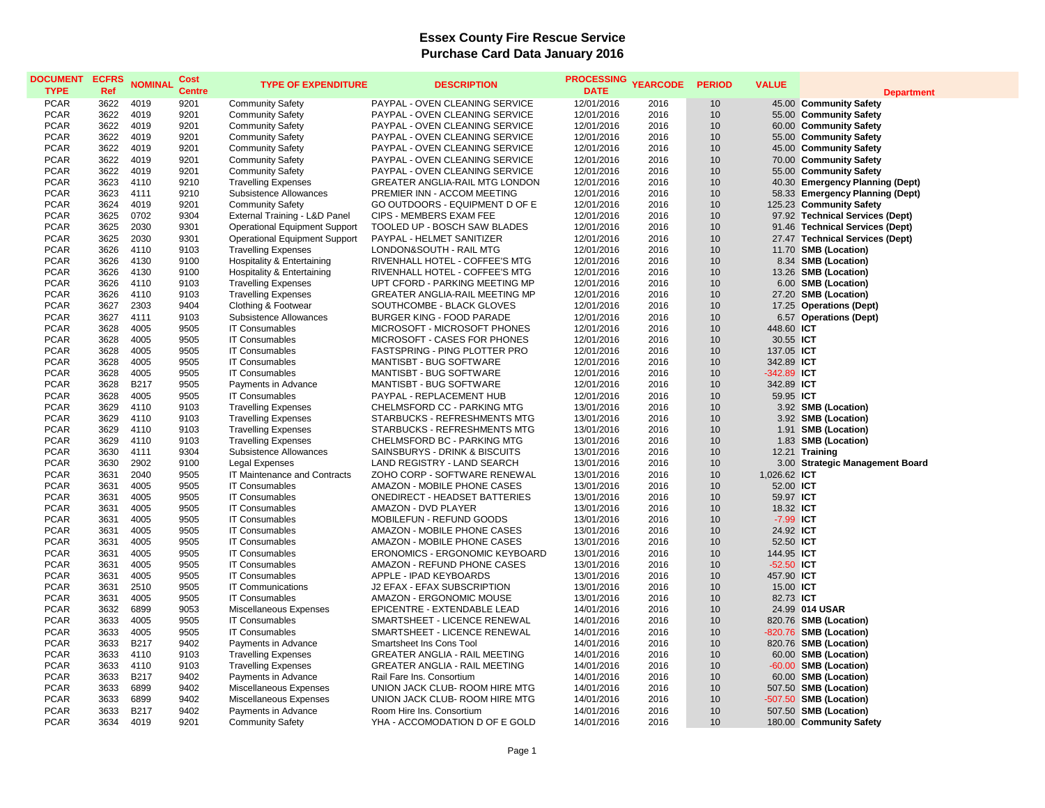# Essex County Fire Rescue Service
## Purchase Card Data January 2016

| DOCUMENT TYPE | ECFRS Ref | NOMINAL | Cost Centre | TYPE OF EXPENDITURE | DESCRIPTION | PROCESSING DATE | YEARCODE | PERIOD | VALUE | Department |
|---|---|---|---|---|---|---|---|---|---|---|
| PCAR | 3622 | 4019 | 9201 | Community Safety | PAYPAL - OVEN CLEANING SERVICE | 12/01/2016 | 2016 | 10 | 45.00 | **Community Safety** |
| PCAR | 3622 | 4019 | 9201 | Community Safety | PAYPAL - OVEN CLEANING SERVICE | 12/01/2016 | 2016 | 10 | 55.00 | **Community Safety** |
| PCAR | 3622 | 4019 | 9201 | Community Safety | PAYPAL - OVEN CLEANING SERVICE | 12/01/2016 | 2016 | 10 | 60.00 | **Community Safety** |
| PCAR | 3622 | 4019 | 9201 | Community Safety | PAYPAL - OVEN CLEANING SERVICE | 12/01/2016 | 2016 | 10 | 55.00 | **Community Safety** |
| PCAR | 3622 | 4019 | 9201 | Community Safety | PAYPAL - OVEN CLEANING SERVICE | 12/01/2016 | 2016 | 10 | 45.00 | **Community Safety** |
| PCAR | 3622 | 4019 | 9201 | Community Safety | PAYPAL - OVEN CLEANING SERVICE | 12/01/2016 | 2016 | 10 | 70.00 | **Community Safety** |
| PCAR | 3622 | 4019 | 9201 | Community Safety | PAYPAL - OVEN CLEANING SERVICE | 12/01/2016 | 2016 | 10 | 55.00 | **Community Safety** |
| PCAR | 3623 | 4110 | 9210 | Travelling Expenses | GREATER ANGLIA-RAIL MTG LONDON | 12/01/2016 | 2016 | 10 | 40.30 | **Emergency Planning (Dept)** |
| PCAR | 3623 | 4111 | 9210 | Subsistence Allowances | PREMIER INN - ACCOM MEETING | 12/01/2016 | 2016 | 10 | 58.33 | **Emergency Planning (Dept)** |
| PCAR | 3624 | 4019 | 9201 | Community Safety | GO OUTDOORS - EQUIPMENT D OF E | 12/01/2016 | 2016 | 10 | 125.23 | **Community Safety** |
| PCAR | 3625 | 0702 | 9304 | External Training - L&D Panel | CIPS - MEMBERS EXAM FEE | 12/01/2016 | 2016 | 10 | 97.92 | **Technical Services (Dept)** |
| PCAR | 3625 | 2030 | 9301 | Operational Equipment Support | TOOLED UP - BOSCH SAW BLADES | 12/01/2016 | 2016 | 10 | 91.46 | **Technical Services (Dept)** |
| PCAR | 3625 | 2030 | 9301 | Operational Equipment Support | PAYPAL - HELMET SANITIZER | 12/01/2016 | 2016 | 10 | 27.47 | **Technical Services (Dept)** |
| PCAR | 3626 | 4110 | 9103 | Travelling Expenses | LONDON&SOUTH - RAIL MTG | 12/01/2016 | 2016 | 10 | 11.70 | **SMB (Location)** |
| PCAR | 3626 | 4130 | 9100 | Hospitality & Entertaining | RIVENHALL HOTEL - COFFEE'S MTG | 12/01/2016 | 2016 | 10 | 8.34 | **SMB (Location)** |
| PCAR | 3626 | 4130 | 9100 | Hospitality & Entertaining | RIVENHALL HOTEL - COFFEE'S MTG | 12/01/2016 | 2016 | 10 | 13.26 | **SMB (Location)** |
| PCAR | 3626 | 4110 | 9103 | Travelling Expenses | UPT CFORD - PARKING MEETING MP | 12/01/2016 | 2016 | 10 | 6.00 | **SMB (Location)** |
| PCAR | 3626 | 4110 | 9103 | Travelling Expenses | GREATER ANGLIA-RAIL MEETING MP | 12/01/2016 | 2016 | 10 | 27.20 | **SMB (Location)** |
| PCAR | 3627 | 2303 | 9404 | Clothing & Footwear | SOUTHCOMBE - BLACK GLOVES | 12/01/2016 | 2016 | 10 | 17.25 | **Operations (Dept)** |
| PCAR | 3627 | 4111 | 9103 | Subsistence Allowances | BURGER KING - FOOD PARADE | 12/01/2016 | 2016 | 10 | 6.57 | **Operations (Dept)** |
| PCAR | 3628 | 4005 | 9505 | IT Consumables | MICROSOFT - MICROSOFT PHONES | 12/01/2016 | 2016 | 10 | 448.60 | **ICT** |
| PCAR | 3628 | 4005 | 9505 | IT Consumables | MICROSOFT - CASES FOR PHONES | 12/01/2016 | 2016 | 10 | 30.55 | **ICT** |
| PCAR | 3628 | 4005 | 9505 | IT Consumables | FASTSPRING - PING PLOTTER PRO | 12/01/2016 | 2016 | 10 | 137.05 | **ICT** |
| PCAR | 3628 | 4005 | 9505 | IT Consumables | MANTISBT - BUG SOFTWARE | 12/01/2016 | 2016 | 10 | 342.89 | **ICT** |
| PCAR | 3628 | 4005 | 9505 | IT Consumables | MANTISBT - BUG SOFTWARE | 12/01/2016 | 2016 | 10 | -342.89 | **ICT** |
| PCAR | 3628 | B217 | 9505 | Payments in Advance | MANTISBT - BUG SOFTWARE | 12/01/2016 | 2016 | 10 | 342.89 | **ICT** |
| PCAR | 3628 | 4005 | 9505 | IT Consumables | PAYPAL - REPLACEMENT HUB | 12/01/2016 | 2016 | 10 | 59.95 | **ICT** |
| PCAR | 3629 | 4110 | 9103 | Travelling Expenses | CHELMSFORD CC - PARKING MTG | 13/01/2016 | 2016 | 10 | 3.92 | **SMB (Location)** |
| PCAR | 3629 | 4110 | 9103 | Travelling Expenses | STARBUCKS - REFRESHMENTS MTG | 13/01/2016 | 2016 | 10 | 3.92 | **SMB (Location)** |
| PCAR | 3629 | 4110 | 9103 | Travelling Expenses | STARBUCKS - REFRESHMENTS MTG | 13/01/2016 | 2016 | 10 | 1.91 | **SMB (Location)** |
| PCAR | 3629 | 4110 | 9103 | Travelling Expenses | CHELMSFORD BC - PARKING MTG | 13/01/2016 | 2016 | 10 | 1.83 | **SMB (Location)** |
| PCAR | 3630 | 4111 | 9304 | Subsistence Allowances | SAINSBURYS - DRINK & BISCUITS | 13/01/2016 | 2016 | 10 | 12.21 | **Training** |
| PCAR | 3630 | 2902 | 9100 | Legal Expenses | LAND REGISTRY - LAND SEARCH | 13/01/2016 | 2016 | 10 | 3.00 | **Strategic Management Board** |
| PCAR | 3631 | 2040 | 9505 | IT Maintenance and Contracts | ZOHO CORP - SOFTWARE RENEWAL | 13/01/2016 | 2016 | 10 | 1,026.62 | **ICT** |
| PCAR | 3631 | 4005 | 9505 | IT Consumables | AMAZON - MOBILE PHONE CASES | 13/01/2016 | 2016 | 10 | 52.00 | **ICT** |
| PCAR | 3631 | 4005 | 9505 | IT Consumables | ONEDIRECT - HEADSET BATTERIES | 13/01/2016 | 2016 | 10 | 59.97 | **ICT** |
| PCAR | 3631 | 4005 | 9505 | IT Consumables | AMAZON - DVD PLAYER | 13/01/2016 | 2016 | 10 | 18.32 | **ICT** |
| PCAR | 3631 | 4005 | 9505 | IT Consumables | MOBILEFUN - REFUND GOODS | 13/01/2016 | 2016 | 10 | -7.99 | **ICT** |
| PCAR | 3631 | 4005 | 9505 | IT Consumables | AMAZON - MOBILE PHONE CASES | 13/01/2016 | 2016 | 10 | 24.92 | **ICT** |
| PCAR | 3631 | 4005 | 9505 | IT Consumables | AMAZON - MOBILE PHONE CASES | 13/01/2016 | 2016 | 10 | 52.50 | **ICT** |
| PCAR | 3631 | 4005 | 9505 | IT Consumables | ERONOMICS - ERGONOMIC KEYBOARD | 13/01/2016 | 2016 | 10 | 144.95 | **ICT** |
| PCAR | 3631 | 4005 | 9505 | IT Consumables | AMAZON - REFUND PHONE CASES | 13/01/2016 | 2016 | 10 | -52.50 | **ICT** |
| PCAR | 3631 | 4005 | 9505 | IT Consumables | APPLE - IPAD KEYBOARDS | 13/01/2016 | 2016 | 10 | 457.90 | **ICT** |
| PCAR | 3631 | 2510 | 9505 | IT Communications | J2 EFAX - EFAX SUBSCRIPTION | 13/01/2016 | 2016 | 10 | 15.00 | **ICT** |
| PCAR | 3631 | 4005 | 9505 | IT Consumables | AMAZON - ERGONOMIC MOUSE | 13/01/2016 | 2016 | 10 | 82.73 | **ICT** |
| PCAR | 3632 | 6899 | 9053 | Miscellaneous Expenses | EPICENTRE - EXTENDABLE LEAD | 14/01/2016 | 2016 | 10 | 24.99 | **014 USAR** |
| PCAR | 3633 | 4005 | 9505 | IT Consumables | SMARTSHEET - LICENCE RENEWAL | 14/01/2016 | 2016 | 10 | 820.76 | **SMB (Location)** |
| PCAR | 3633 | 4005 | 9505 | IT Consumables | SMARTSHEET - LICENCE RENEWAL | 14/01/2016 | 2016 | 10 | -820.76 | **SMB (Location)** |
| PCAR | 3633 | B217 | 9402 | Payments in Advance | Smartsheet Ins Cons Tool | 14/01/2016 | 2016 | 10 | 820.76 | **SMB (Location)** |
| PCAR | 3633 | 4110 | 9103 | Travelling Expenses | GREATER ANGLIA - RAIL MEETING | 14/01/2016 | 2016 | 10 | 60.00 | **SMB (Location)** |
| PCAR | 3633 | 4110 | 9103 | Travelling Expenses | GREATER ANGLIA - RAIL MEETING | 14/01/2016 | 2016 | 10 | -60.00 | **SMB (Location)** |
| PCAR | 3633 | B217 | 9402 | Payments in Advance | Rail Fare Ins. Consortium | 14/01/2016 | 2016 | 10 | 60.00 | **SMB (Location)** |
| PCAR | 3633 | 6899 | 9402 | Miscellaneous Expenses | UNION JACK CLUB- ROOM HIRE MTG | 14/01/2016 | 2016 | 10 | 507.50 | **SMB (Location)** |
| PCAR | 3633 | 6899 | 9402 | Miscellaneous Expenses | UNION JACK CLUB- ROOM HIRE MTG | 14/01/2016 | 2016 | 10 | -507.50 | **SMB (Location)** |
| PCAR | 3633 | B217 | 9402 | Payments in Advance | Room Hire Ins. Consortium | 14/01/2016 | 2016 | 10 | 507.50 | **SMB (Location)** |
| PCAR | 3634 | 4019 | 9201 | Community Safety | YHA - ACCOMODATION D OF E GOLD | 14/01/2016 | 2016 | 10 | 180.00 | **Community Safety** |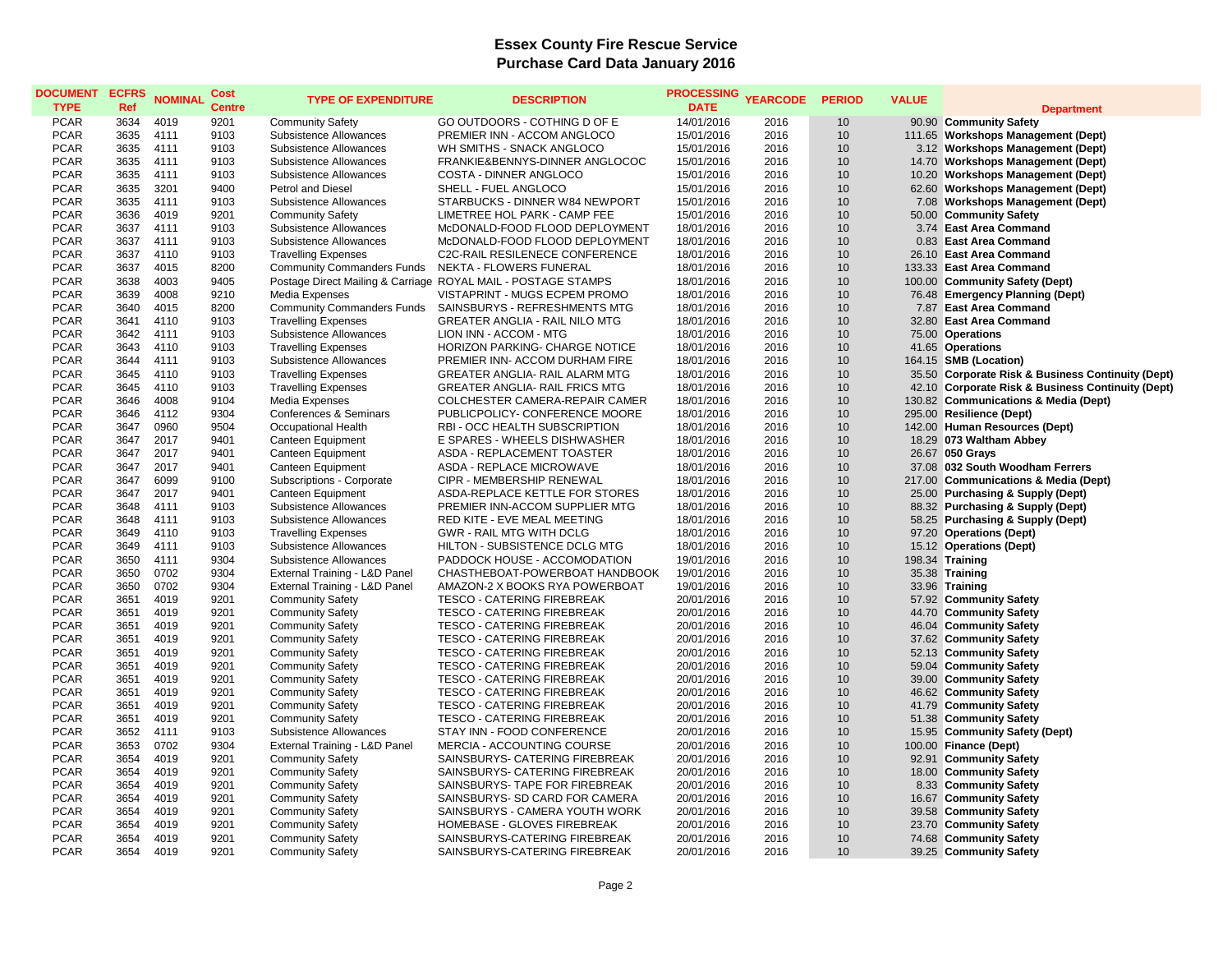# Essex County Fire Rescue Service
## Purchase Card Data January 2016

| DOCUMENT TYPE | ECFRS Ref | NOMINAL | Cost Centre | TYPE OF EXPENDITURE | DESCRIPTION | PROCESSING DATE | YEARCODE | PERIOD | VALUE | Department |
|---|---|---|---|---|---|---|---|---|---|---|
| PCAR | 3634 | 4019 | 9201 | Community Safety | GO OUTDOORS - COTHING D OF E | 14/01/2016 | 2016 | 10 | 90.90 | Community Safety |
| PCAR | 3635 | 4111 | 9103 | Subsistence Allowances | PREMIER INN - ACCOM ANGLOCO | 15/01/2016 | 2016 | 10 | 111.65 | Workshops Management (Dept) |
| PCAR | 3635 | 4111 | 9103 | Subsistence Allowances | WH SMITHS - SNACK ANGLOCO | 15/01/2016 | 2016 | 10 | 3.12 | Workshops Management (Dept) |
| PCAR | 3635 | 4111 | 9103 | Subsistence Allowances | FRANKIE&BENNYS-DINNER ANGLOCOC | 15/01/2016 | 2016 | 10 | 14.70 | Workshops Management (Dept) |
| PCAR | 3635 | 4111 | 9103 | Subsistence Allowances | COSTA - DINNER ANGLOCO | 15/01/2016 | 2016 | 10 | 10.20 | Workshops Management (Dept) |
| PCAR | 3635 | 3201 | 9400 | Petrol and Diesel | SHELL - FUEL ANGLOCO | 15/01/2016 | 2016 | 10 | 62.60 | Workshops Management (Dept) |
| PCAR | 3635 | 4111 | 9103 | Subsistence Allowances | STARBUCKS - DINNER W84 NEWPORT | 15/01/2016 | 2016 | 10 | 7.08 | Workshops Management (Dept) |
| PCAR | 3636 | 4019 | 9201 | Community Safety | LIMETREE HOL PARK - CAMP FEE | 15/01/2016 | 2016 | 10 | 50.00 | Community Safety |
| PCAR | 3637 | 4111 | 9103 | Subsistence Allowances | McDONALD-FOOD FLOOD DEPLOYMENT | 18/01/2016 | 2016 | 10 | 3.74 | East Area Command |
| PCAR | 3637 | 4111 | 9103 | Subsistence Allowances | McDONALD-FOOD FLOOD DEPLOYMENT | 18/01/2016 | 2016 | 10 | 0.83 | East Area Command |
| PCAR | 3637 | 4110 | 9103 | Travelling Expenses | C2C-RAIL RESILENECE CONFERENCE | 18/01/2016 | 2016 | 10 | 26.10 | East Area Command |
| PCAR | 3637 | 4015 | 8200 | Community Commanders Funds | NEKTA - FLOWERS FUNERAL | 18/01/2016 | 2016 | 10 | 133.33 | East Area Command |
| PCAR | 3638 | 4003 | 9405 | Postage Direct Mailing & Carriage | ROYAL MAIL - POSTAGE STAMPS | 18/01/2016 | 2016 | 10 | 100.00 | Community Safety (Dept) |
| PCAR | 3639 | 4008 | 9210 | Media Expenses | VISTAPRINT - MUGS ECPEM PROMO | 18/01/2016 | 2016 | 10 | 76.48 | Emergency Planning (Dept) |
| PCAR | 3640 | 4015 | 8200 | Community Commanders Funds | SAINSBURYS - REFRESHMENTS MTG | 18/01/2016 | 2016 | 10 | 7.87 | East Area Command |
| PCAR | 3641 | 4110 | 9103 | Travelling Expenses | GREATER ANGLIA - RAIL NILO MTG | 18/01/2016 | 2016 | 10 | 32.80 | East Area Command |
| PCAR | 3642 | 4111 | 9103 | Subsistence Allowances | LION INN - ACCOM - MTG | 18/01/2016 | 2016 | 10 | 75.00 | Operations |
| PCAR | 3643 | 4110 | 9103 | Travelling Expenses | HORIZON PARKING- CHARGE NOTICE | 18/01/2016 | 2016 | 10 | 41.65 | Operations |
| PCAR | 3644 | 4111 | 9103 | Subsistence Allowances | PREMIER INN- ACCOM DURHAM FIRE | 18/01/2016 | 2016 | 10 | 164.15 | SMB (Location) |
| PCAR | 3645 | 4110 | 9103 | Travelling Expenses | GREATER ANGLIA- RAIL ALARM MTG | 18/01/2016 | 2016 | 10 | 35.50 | Corporate Risk & Business Continuity (Dept) |
| PCAR | 3645 | 4110 | 9103 | Travelling Expenses | GREATER ANGLIA- RAIL FRICS MTG | 18/01/2016 | 2016 | 10 | 42.10 | Corporate Risk & Business Continuity (Dept) |
| PCAR | 3646 | 4008 | 9104 | Media Expenses | COLCHESTER CAMERA-REPAIR CAMER | 18/01/2016 | 2016 | 10 | 130.82 | Communications & Media (Dept) |
| PCAR | 3646 | 4112 | 9304 | Conferences & Seminars | PUBLICPOLICY- CONFERENCE MOORE | 18/01/2016 | 2016 | 10 | 295.00 | Resilience (Dept) |
| PCAR | 3647 | 0960 | 9504 | Occupational Health | RBI - OCC HEALTH SUBSCRIPTION | 18/01/2016 | 2016 | 10 | 142.00 | Human Resources (Dept) |
| PCAR | 3647 | 2017 | 9401 | Canteen Equipment | E SPARES - WHEELS DISHWASHER | 18/01/2016 | 2016 | 10 | 18.29 | 073 Waltham Abbey |
| PCAR | 3647 | 2017 | 9401 | Canteen Equipment | ASDA - REPLACEMENT TOASTER | 18/01/2016 | 2016 | 10 | 26.67 | 050 Grays |
| PCAR | 3647 | 2017 | 9401 | Canteen Equipment | ASDA - REPLACE MICROWAVE | 18/01/2016 | 2016 | 10 | 37.08 | 032 South Woodham Ferrers |
| PCAR | 3647 | 6099 | 9100 | Subscriptions - Corporate | CIPR - MEMBERSHIP RENEWAL | 18/01/2016 | 2016 | 10 | 217.00 | Communications & Media (Dept) |
| PCAR | 3647 | 2017 | 9401 | Canteen Equipment | ASDA-REPLACE KETTLE FOR STORES | 18/01/2016 | 2016 | 10 | 25.00 | Purchasing & Supply (Dept) |
| PCAR | 3648 | 4111 | 9103 | Subsistence Allowances | PREMIER INN-ACCOM SUPPLIER MTG | 18/01/2016 | 2016 | 10 | 88.32 | Purchasing & Supply (Dept) |
| PCAR | 3648 | 4111 | 9103 | Subsistence Allowances | RED KITE - EVE MEAL MEETING | 18/01/2016 | 2016 | 10 | 58.25 | Purchasing & Supply (Dept) |
| PCAR | 3649 | 4110 | 9103 | Travelling Expenses | GWR - RAIL MTG WITH DCLG | 18/01/2016 | 2016 | 10 | 97.20 | Operations (Dept) |
| PCAR | 3649 | 4111 | 9103 | Subsistence Allowances | HILTON - SUBSISTENCE DCLG MTG | 18/01/2016 | 2016 | 10 | 15.12 | Operations (Dept) |
| PCAR | 3650 | 4111 | 9304 | Subsistence Allowances | PADDOCK HOUSE - ACCOMODATION | 19/01/2016 | 2016 | 10 | 198.34 | Training |
| PCAR | 3650 | 0702 | 9304 | External Training - L&D Panel | CHASTHEBOAT-POWERBOAT HANDBOOK | 19/01/2016 | 2016 | 10 | 35.38 | Training |
| PCAR | 3650 | 0702 | 9304 | External Training - L&D Panel | AMAZON-2 X BOOKS RYA POWERBOAT | 19/01/2016 | 2016 | 10 | 33.96 | Training |
| PCAR | 3651 | 4019 | 9201 | Community Safety | TESCO - CATERING FIREBREAK | 20/01/2016 | 2016 | 10 | 57.92 | Community Safety |
| PCAR | 3651 | 4019 | 9201 | Community Safety | TESCO - CATERING FIREBREAK | 20/01/2016 | 2016 | 10 | 44.70 | Community Safety |
| PCAR | 3651 | 4019 | 9201 | Community Safety | TESCO - CATERING FIREBREAK | 20/01/2016 | 2016 | 10 | 46.04 | Community Safety |
| PCAR | 3651 | 4019 | 9201 | Community Safety | TESCO - CATERING FIREBREAK | 20/01/2016 | 2016 | 10 | 37.62 | Community Safety |
| PCAR | 3651 | 4019 | 9201 | Community Safety | TESCO - CATERING FIREBREAK | 20/01/2016 | 2016 | 10 | 52.13 | Community Safety |
| PCAR | 3651 | 4019 | 9201 | Community Safety | TESCO - CATERING FIREBREAK | 20/01/2016 | 2016 | 10 | 59.04 | Community Safety |
| PCAR | 3651 | 4019 | 9201 | Community Safety | TESCO - CATERING FIREBREAK | 20/01/2016 | 2016 | 10 | 39.00 | Community Safety |
| PCAR | 3651 | 4019 | 9201 | Community Safety | TESCO - CATERING FIREBREAK | 20/01/2016 | 2016 | 10 | 46.62 | Community Safety |
| PCAR | 3651 | 4019 | 9201 | Community Safety | TESCO - CATERING FIREBREAK | 20/01/2016 | 2016 | 10 | 41.79 | Community Safety |
| PCAR | 3651 | 4019 | 9201 | Community Safety | TESCO - CATERING FIREBREAK | 20/01/2016 | 2016 | 10 | 51.38 | Community Safety |
| PCAR | 3652 | 4111 | 9103 | Subsistence Allowances | STAY INN - FOOD CONFERENCE | 20/01/2016 | 2016 | 10 | 15.95 | Community Safety (Dept) |
| PCAR | 3653 | 0702 | 9304 | External Training - L&D Panel | MERCIA - ACCOUNTING COURSE | 20/01/2016 | 2016 | 10 | 100.00 | Finance (Dept) |
| PCAR | 3654 | 4019 | 9201 | Community Safety | SAINSBURYS- CATERING FIREBREAK | 20/01/2016 | 2016 | 10 | 92.91 | Community Safety |
| PCAR | 3654 | 4019 | 9201 | Community Safety | SAINSBURYS- CATERING FIREBREAK | 20/01/2016 | 2016 | 10 | 18.00 | Community Safety |
| PCAR | 3654 | 4019 | 9201 | Community Safety | SAINSBURYS- TAPE FOR FIREBREAK | 20/01/2016 | 2016 | 10 | 8.33 | Community Safety |
| PCAR | 3654 | 4019 | 9201 | Community Safety | SAINSBURYS- SD CARD FOR CAMERA | 20/01/2016 | 2016 | 10 | 16.67 | Community Safety |
| PCAR | 3654 | 4019 | 9201 | Community Safety | SAINSBURYS - CAMERA YOUTH WORK | 20/01/2016 | 2016 | 10 | 39.58 | Community Safety |
| PCAR | 3654 | 4019 | 9201 | Community Safety | HOMEBASE - GLOVES FIREBREAK | 20/01/2016 | 2016 | 10 | 23.70 | Community Safety |
| PCAR | 3654 | 4019 | 9201 | Community Safety | SAINSBURYS-CATERING FIREBREAK | 20/01/2016 | 2016 | 10 | 74.68 | Community Safety |
| PCAR | 3654 | 4019 | 9201 | Community Safety | SAINSBURYS-CATERING FIREBREAK | 20/01/2016 | 2016 | 10 | 39.25 | Community Safety |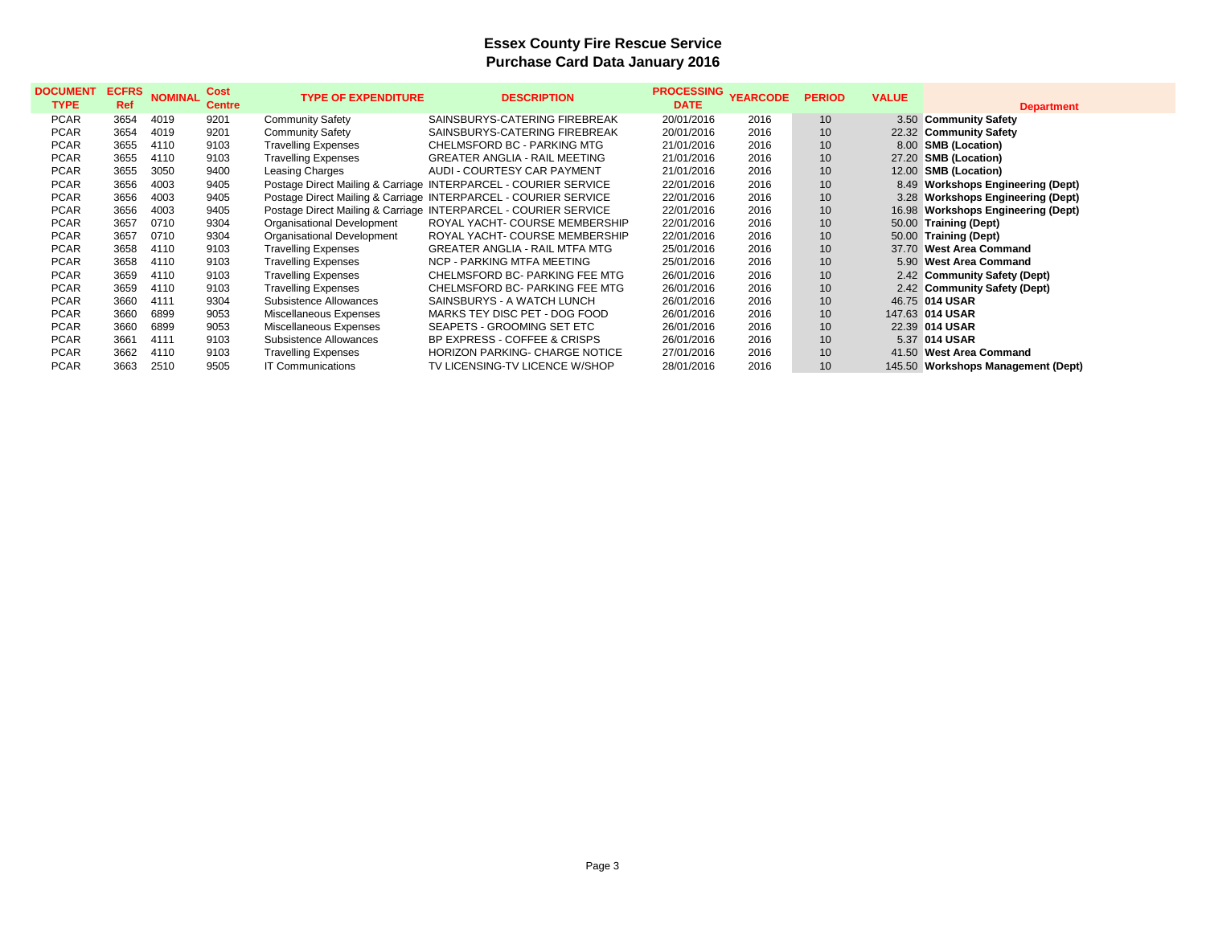## Essex County Fire Rescue Service
## Purchase Card Data January 2016

| DOCUMENT TYPE | ECFRS Ref | NOMINAL | Cost Centre | TYPE OF EXPENDITURE | DESCRIPTION | PROCESSING DATE | YEARCODE | PERIOD | VALUE | Department |
|---|---|---|---|---|---|---|---|---|---|---|
| PCAR | 3654 | 4019 | 9201 | Community Safety | SAINSBURYS-CATERING FIREBREAK | 20/01/2016 | 2016 | 10 | 3.50 | **Community Safety** |
| PCAR | 3654 | 4019 | 9201 | Community Safety | SAINSBURYS-CATERING FIREBREAK | 20/01/2016 | 2016 | 10 | 22.32 | **Community Safety** |
| PCAR | 3655 | 4110 | 9103 | Travelling Expenses | CHELMSFORD BC - PARKING MTG | 21/01/2016 | 2016 | 10 | 8.00 | **SMB (Location)** |
| PCAR | 3655 | 4110 | 9103 | Travelling Expenses | GREATER ANGLIA - RAIL MEETING | 21/01/2016 | 2016 | 10 | 27.20 | **SMB (Location)** |
| PCAR | 3655 | 3050 | 9400 | Leasing Charges | AUDI - COURTESY CAR PAYMENT | 21/01/2016 | 2016 | 10 | 12.00 | **SMB (Location)** |
| PCAR | 3656 | 4003 | 9405 | Postage Direct Mailing & Carriage | INTERPARCEL - COURIER SERVICE | 22/01/2016 | 2016 | 10 | 8.49 | **Workshops Engineering (Dept)** |
| PCAR | 3656 | 4003 | 9405 | Postage Direct Mailing & Carriage | INTERPARCEL - COURIER SERVICE | 22/01/2016 | 2016 | 10 | 3.28 | **Workshops Engineering (Dept)** |
| PCAR | 3656 | 4003 | 9405 | Postage Direct Mailing & Carriage | INTERPARCEL - COURIER SERVICE | 22/01/2016 | 2016 | 10 | 16.98 | **Workshops Engineering (Dept)** |
| PCAR | 3657 | 0710 | 9304 | Organisational Development | ROYAL YACHT- COURSE MEMBERSHIP | 22/01/2016 | 2016 | 10 | 50.00 | **Training (Dept)** |
| PCAR | 3657 | 0710 | 9304 | Organisational Development | ROYAL YACHT- COURSE MEMBERSHIP | 22/01/2016 | 2016 | 10 | 50.00 | **Training (Dept)** |
| PCAR | 3658 | 4110 | 9103 | Travelling Expenses | GREATER ANGLIA - RAIL MTFA MTG | 25/01/2016 | 2016 | 10 | 37.70 | **West Area Command** |
| PCAR | 3658 | 4110 | 9103 | Travelling Expenses | NCP - PARKING MTFA MEETING | 25/01/2016 | 2016 | 10 | 5.90 | **West Area Command** |
| PCAR | 3659 | 4110 | 9103 | Travelling Expenses | CHELMSFORD BC- PARKING FEE MTG | 26/01/2016 | 2016 | 10 | 2.42 | **Community Safety (Dept)** |
| PCAR | 3659 | 4110 | 9103 | Travelling Expenses | CHELMSFORD BC- PARKING FEE MTG | 26/01/2016 | 2016 | 10 | 2.42 | **Community Safety (Dept)** |
| PCAR | 3660 | 4111 | 9304 | Subsistence Allowances | SAINSBURYS - A WATCH LUNCH | 26/01/2016 | 2016 | 10 | 46.75 | **014 USAR** |
| PCAR | 3660 | 6899 | 9053 | Miscellaneous Expenses | MARKS TEY DISC PET - DOG FOOD | 26/01/2016 | 2016 | 10 | 147.63 | **014 USAR** |
| PCAR | 3660 | 6899 | 9053 | Miscellaneous Expenses | SEAPETS - GROOMING SET ETC | 26/01/2016 | 2016 | 10 | 22.39 | **014 USAR** |
| PCAR | 3661 | 4111 | 9103 | Subsistence Allowances | BP EXPRESS - COFFEE & CRISPS | 26/01/2016 | 2016 | 10 | 5.37 | **014 USAR** |
| PCAR | 3662 | 4110 | 9103 | Travelling Expenses | HORIZON PARKING- CHARGE NOTICE | 27/01/2016 | 2016 | 10 | 41.50 | **West Area Command** |
| PCAR | 3663 | 2510 | 9505 | IT Communications | TV LICENSING-TV LICENCE W/SHOP | 28/01/2016 | 2016 | 10 | 145.50 | **Workshops Management (Dept)** |